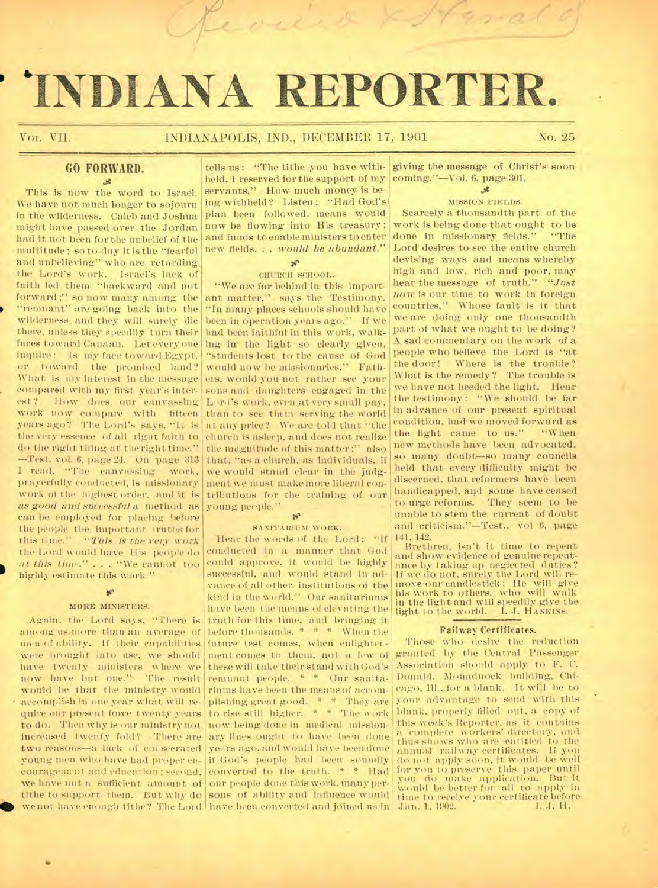# INDIANA REPORTER.

VOL. VII. INDIANAPOLIS, IND., DECEMBER 17, 1901 No. 25

## GO FORWARD.

This is now the word to Israel. We have not much longer to sojourn in the wilderness. Caleb and Joshua might have passed over the Jordan had it not been for the unbelief of the multitude; so to-day it is the "fearful and unbelieving" who are retarding the Lord's work. Israel's lack of faith led them "backward and not forward;" so now many among the "remnant" are going back into the wilderness, and they will surely die there, unless they speedily turn their faces toward Canaan. Let every one inquire: Is my face toward Egypt, or toward the promised land? What is my interest in the message compared with my first year's interest? How does our canvassing work now compare with fifteen years ago? The Lord's says, "It is the very essence of all right faith to do the right thing at the right time." —Test. vol. 6, page 24. On page 313 I read, "The canvassing work, prayerfully conducted, is missionary work of the highest order, and it is *as good and successful* a method as can be employed for placing before the people the important truths for this time." "*This is the very work* the Lord would have His people do *at this time*." . . . "We cannot too highly estimate this work."

### MORE MINISTERS.

Again, the Lord says, "There is among us more than an average of men of ability. If their capabilities were brought into use, we should have twenty ministers where we now have but one." The result would be that the ministry would accomplish in one year what will require our present force twenty years to do. Then why is our ministry not increased twenty fold? There are two reasons—a lack of consecrated young men who have had proper encouragement and education; second, we have not a sufficient amount of tithe to support them. But why do we not have enough tithe? The Lord tells us: "The tithe you have withheld, I reserved for the support of my servants." How much money is being withheld? Listen: "Had God's plan been followed, means would now be flowing into His treasury; and funds to enable ministers to enter new fields, . . *would be abundant*."

### CHURCH SCHOOL.

"We are far behind in this important matter," says the Testimony. "In many places schools should have been in operation years ago." If we had been faithful in this work, walking in the light so clearly given, "students lost to the cause of God would now be missionaries." Fathers, would you not rather see your sons and daughters engaged in the Lord's work, even at very small pay, than to see them serving the world at any price? We are told that "the church is asleep, and does not realize the magnitude of this matter;" also that, "as a church, as individuals, if we would stand clear in the judgment we must make more liberal contributions for the training of our young people."

### SANITARIUM WORK.

Hear the words of the Lord: "If conducted in a manner that God could approve, it would be highly successful, and would stand in advance of all other institutions of the kind in the world." Our sanitariums have been the means of elevating the truth for this time, and bringing it before thousands. * * * When the future test comes, when enlightenment comes to them, not a few of these will take their stand with God's remnant people. * * Our sanitariums have been the means of accomplishing great good. * * They are to rise still higher. * * The work now being done in medical missionary lines ought to have been done years ago, and would have been done if God's people had been soundly converted to the truth. * * Had our people done this work, many persons of ability and influence would have been converted and joined us in giving the message of Christ's soon coming."—Vol. 6, page 301.

### MISSION FIELDS.

Scarcely a thousandth part of the work is being done that ought to be done in missionary fields." "The Lord desires to see the entire church devising ways and means whereby high and low, rich and poor, may hear the message of truth." "*Just now* is our time to work in foreign countries," Whose fault is it that we are doing only one thousandth part of what we ought to be doing? A sad commentary on the work of a people who believe the Lord is "at the door! Where is the trouble? What is the remedy? The trouble is we have not heeded the light. Hear the testimony: "We should be far in advance of our present spiritual condition, had we moved forward as the light came to us." "When new methods have been advocated, so many doubt—so many councils held that every difficulty might be discerned, that reformers have been handicapped, and some have ceased to urge reforms. They seem to be unable to stem the current of doubt and criticism."—Test., vol 6, page 141, 142.

Brethren, isn't it time to repent and show evidence of genuine repentance by taking up neglected duties? If we do not, surely the Lord will remove our candlestick; He will give his work to others, who will walk in the light and will speedily give the light to the world. I. J. HANKINS.

### Railway Certificates.

Those who desire the reduction granted by the Central Passenger Association should apply to F. C. Donald, Monadnock building, Chicago, Ill., for a blank. It will be to your advantage to send with this blank, properly filled out, a copy of this week's Reporter, as it contains a complete workers' directory, and thus shows who are entitled to the annual railway certificates. If you do not apply soon, it would be well for you to preserve this paper until you do make application. But it would be better for all to apply in time to receive your certificate before Jan. 1, 1902. I. J. H.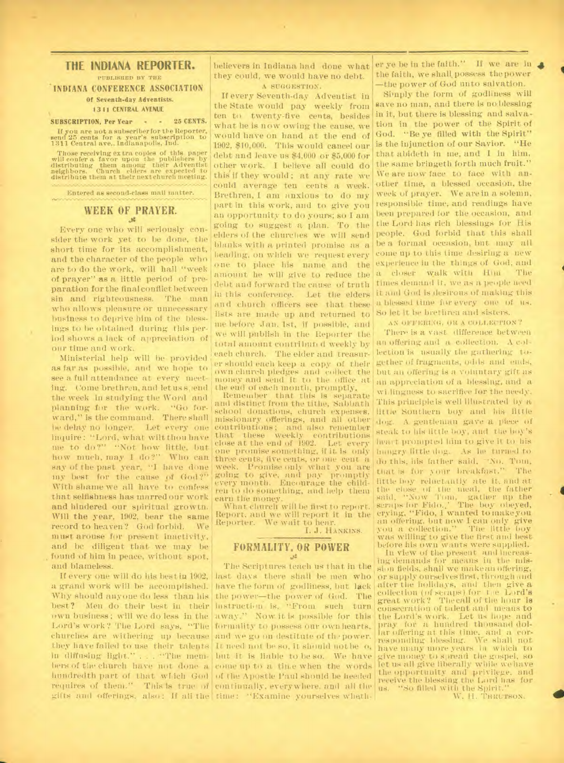# THE INDIANA REPORTER.

PUBLISHED BY THE

**INDIANA CONFERENCE ASSOCIATION**

**Of Seventh-day Adventists.**

**1311 CENTRAL AVENUE**

**SUBSCRIPTION, Per Year - - 25 CENTS.**

If you are not a subscriber for the Reporter, send 25 cents for a year's subscription to 1311 Central ave., Indianapolis, Ind.

Those receiving extra copies of this paper will confer a favor upon the publishers by distributing them among their Adventist neighbors. Church elders are expected to distribute them at their next church meeting.

Entered as second-class mail matter.

## WEEK OF PRAYER.

Every one who will seriously consider the work yet to be done, the short time for its accomplishment, and the character of the people who are to do the work, will hail "week of prayer" as a little period of preparation for the final conflict between sin and righteousness. The man who allows pleasure or unnecessary business to deprive him of the blessings to be obtained during this period shows a lack of appreciation of our time and work.

Ministerial help will be provided as far as possible, and we hope to see a full attendance at every meeting. Come brethren, and let us spend the week in studying the Word and planning for the work. "Go forward," is the command. There shall be delay no longer. Let every one inquire: "Lord, what wilt thou have me to do?" "Not how little, but how much, may I do?" Who can say of the past year, "I have done my best for the cause of God?" With shame we all have to confess that selfishness has marred our work and hindered our spiritual growth. Will the year, 1902, bear the same record to heaven? God forbid. We must arouse for present inactivity, and be diligent that we may be found of him in peace, without spot, and blameless.

If every one will do his best in 1902, a grand work will be accomplished. Why should anyone do less than his best? Men do their best in their own business; will we do less in the Lord's work? The Lord says, "The churches are withering up because they have failed to use their talents in diffusing light." . . . "The members of the church have not done a hundredth part of that which God requires of them." This is true of gifts and offerings, also: If all the believers in Indiana had done what they could, we would have no debt.

### A SUGGESTION.

If every Seventh-day Adventist in the State would pay weekly from ten to twenty-five cents, besides what he is now owing the cause, we would have on hand at the end of 1902, $10,000. This would cancel our debt and leave us $4,000 or $5,000 for other work. I believe all could do this if they would; at any rate we could average ten cents a week. Brethren, I am anxious to do my part in this work, and to give you an opportunity to do yours; so I am going to suggest a plan. To the elders of the churches we will send blanks with a printed promise as a heading, on which we request every one to place his name and the amount he will give to reduce the debt and forward the cause of truth in this conference. Let the elders and church officers see that these lists are made up and returned to me before Jan. 1st, if possible, and we will publish in the Reporter the total amount contributed weekly by each church. The elder and treasurer should each keep a copy of their own church pledges and collect the money and send it to the office at the end of each month, promptly.

Remember that this is separate and distinct from the tithe, Sabbath school donations, church expenses, missionary offerings, and all other contributions; and also remember that these weekly contributions close at the end of 1902. Let every one promise something, if it is only three cents, five cents, or one cent a week. Promise only what you are going to give, and pay promptly every month. Encourage the children to do something, and help them earn the money.

What church will be first to report. Report, and we will report it in the Reporter. We wait to hear.

I. J. HANKINS.

## FORMALITY, OR POWER

The Scriptures teach us that in the last days there shall be men who have the form of godliness, but lack the power—the power of God. The instruction is, "From such turn away." Now it is possible for this formality to possess our own hearts, and we go on destitute of the power. It need not be so, it should not be so, but it is liable to be so. We have come up to a time when the words of the Apostle Paul should be heeded continually, everywhere, and all the time: "Examine yourselves whether ye be in the faith." If we are in the faith, we shall possess the power—the power of God unto salvation.

Simply the form of godliness will save no man, and there is no blessing in it, but there is blessing and salvation in the power of the Spirit of God. "Be ye filled with the Spirit" is the injunction of our Savior. "He that abideth in me, and I in him, the same bringeth forth much fruit." We are now face to face with another time, a blessed occasion, the week of prayer. We are in a solemn, responsible time, and readings have been prepared for the occasion, and the Lord has rich blessings for His people. God forbid that this shall be a formal occasion, but may all come up to this time desiring a new experience in the things of God, and a closer walk with Him. The times demand it, we as a people need it and God is desirous of making this a blessed time for every one of us. So let it be brethren and sisters.

### AN OFFERING, OR A COLLECTION?

There is a vast difference between an offering and a collection. A collection is usually the gathering together of fragments, odds and ends, but an offering is a voluntary gift as an appreciation of a blessing, and a willingness to sacrifice for the needy. This principle is well illustrated by a little Southern boy and his little dog. A gentleman gave a piece of steak to his little boy, and the boy's heart prompted him to give it to his hungry little dog. As he turned to do this, his father said, "No, Tom, that is for your breakfast." The little boy reluctantly ate it, and at the close of the meal, the father said, "Now Tom, gather up the scraps for Fido." The boy obeyed, crying, "Fido, I wanted to make you an offering, but now I can only give you a collection." The little boy was willing to give the first and best before his own wants were supplied.

In view of the present and increasing demands for means in the mission fields, shall we make an offering, or supply ourselves first, through and after the holidays, and then give a collection (of scraps) for the Lord's great work? The call of the hour is consecration of talent and means to the Lord's work. Let us hope and pray for a hundred thousand dollar offering at this time, and a corresponding blessing. We shall not have many more years in which to give money to spread the gospel, so let us all give liberally while we have the opportunity and privilege, and receive the blessing the Lord has for us. "So filled with the Spirit."

W. H. THURSTON.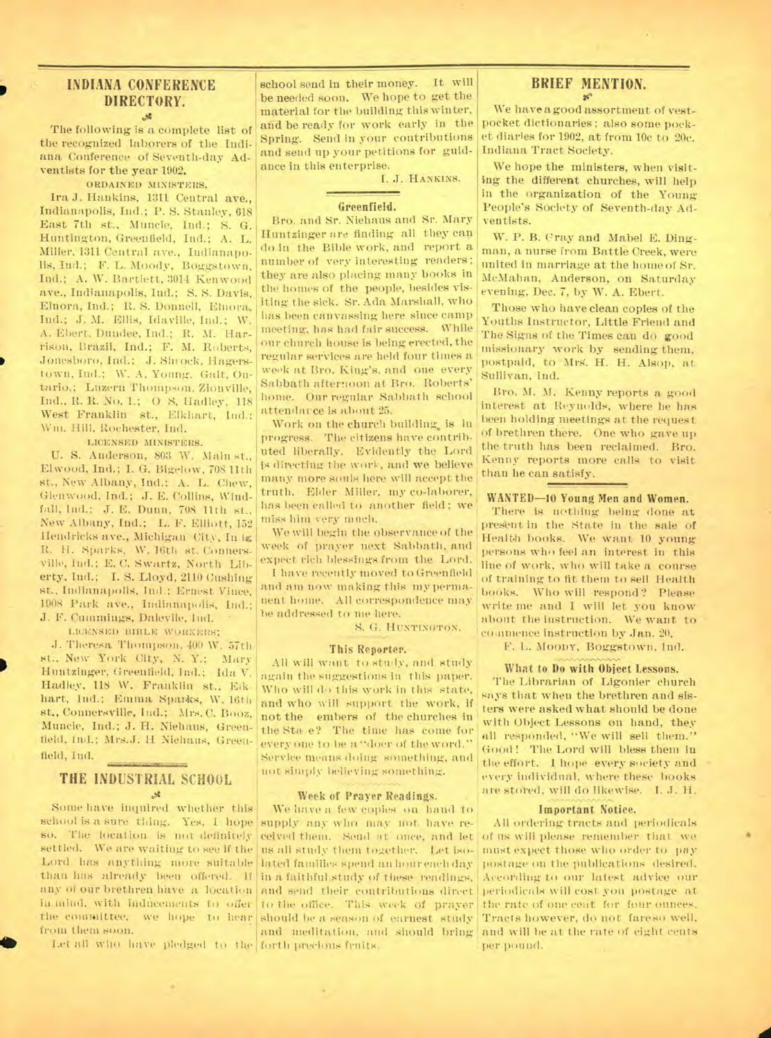## INDIANA CONFERENCE DIRECTORY.

The following is a complete list of the recognized laborers of the Indiana Conference of Seventh-day Adventists for the year 1902.

ORDAINED MINISTERS.

Ira J. Hankins, 1311 Central ave., Indianapolis, Ind.; P. S. Stanley, 618 East 7th st., Muncie, Ind.; S. G. Huntington, Greenfield, Ind.; A. L. Miller, 1311 Central ave., Indianapolis, Ind.; F. L. Moody, Boggstown, Ind.; A. W. Bartlett, 3014 Kenwood ave., Indianapolis, Ind.; S. S. Davis, Elnora, Ind.; R. S. Donnell, Elnora, Ind.; J. M. Ellis, Idaville, Ind.; W. A. Ebert, Dundee, Ind.; R. M. Harrison, Brazil, Ind.; F. M. Roberts, Jonesboro, Ind.; J. Shrock, Hagerstown, Ind.; W. A. Young, Galt, Ontario.; Luzern Thompson, Zionville, Ind., R. R. No. 1.; O S. Hadley, 118 West Franklin st., Elkhart, Ind.; Wm. Hill, Rochester, Ind.

LICENSED MINISTERS.

U. S. Anderson, 803 W. Main st., Elwood, Ind.; I. G. Bigelow, 708 11th st., New Albany, Ind.; A. L. Chew, Glenwood, Ind.; J. E. Collins, Windfall, Ind.; J. E. Dunn, 708 11th st., New Albany, Ind.; L. F. Elliott, 152 Hendricks ave., Michigan City, Ind.; R. H. Sparks, W. 16th st. Connersville, Ind.; E. C. Swartz, North Liberty, Ind.; I. S. Lloyd, 2110 Cushing st., Indianapolis, Ind.; Ernest Vince, 1908 Park ave., Indianapolis, Ind.; J. F. Cummings, Daleville, Ind.

LICENSED BIBLE WORKERS;

J. Theresa Thompson, 400 W. 57th st., New York City, N. Y.; Mary Huntzinger, Greenfield, Ind.; Ida V. Hadley, 118 W. Franklin st., Elkhart, Ind.; Emma Sparks, W. 16th st., Connersville, Ind.; Mrs. C. Booz, Muncie, Ind.; J. H. Niehaus, Greenfield, Ind.; Mrs. J. H Niehaus, Greenfield, Ind.

## THE INDUSTRIAL SCHOOL

Some have inquired whether this school is a sure thing. Yes, I hope so. The location is not definitely settled. We are waiting to see if the Lord has anything more suitable than has already been offered. If any of our brethren have a location in mind, with inducements to offer the committee, we hope to hear from them soon.

Let all who have pledged to the school send in their money. It will be needed soon. We hope to get the material for the building this winter, and be ready for work early in the Spring. Send in your contributions and send up your petitions for guidance in this enterprise.

I. J. HANKINS.

### Greenfield.

Bro. and Sr. Niehaus and Sr. Mary Huntzinger are finding all they can do in the Bible work, and report a number of very interesting readers; they are also placing many books in the homes of the people, besides visiting the sick. Sr. Ada Marshall, who has been canvassing here since camp meeting, has had fair success. While our church house is being erected, the regular services are held four times a week at Bro. King's, and one every Sabbath afternoon at Bro. Roberts' home. Our regular Sabbath school attendance is about 25.

Work on the church building is in progress. The citizens have contributed liberally. Evidently the Lord is directing the work, and we believe many more souls here will accept the truth. Elder Miller, my co-laborer, has been called to another field; we miss him very much.

We will begin the observance of the week of prayer next Sabbath, and expect rich blessings from the Lord.

I have recently moved to Greenfield and am now making this my permanent home. All correspondence may be addressed to me here.

S. G. HUNTINGTON.

### This Reporter.

All will want to study, and study again the suggestions in this paper. Who will do this work in this state, and who will support the work, if not the embers of the churches in the State? The time has come for every one to be a "doer of the word." Service means doing something, and not simply believing something.

### Week of Prayer Readings.

We have a few copies on hand to supply any who may not have received them. Send at once, and let us all study them together. Let isolated families spend an hour each day in a faithful study of these readings, and send their contributions direct to the office. This week of prayer should be a season of earnest study and meditation, and should bring forth precious fruits.

## BRIEF MENTION.

We have a good assortment of vest-pocket dictionaries; also some pocket diaries for 1902, at from 10c to 20c. Indiana Tract Society.

We hope the ministers, when visiting the different churches, will help in the organization of the Young People's Society of Seventh-day Adventists.

W. P. B. Gray and Mabel E. Dingman, a nurse from Battle Creek, were united in marriage at the home of Sr. McMahan, Anderson, on Saturday evening, Dec. 7, by W. A. Ebert.

Those who have clean copies of the Youths Instructor, Little Friend and The Signs of the Times can do good missionary work by sending them, postpaid, to Mrs. H. H. Alsop, at Sullivan, Ind.

Bro. M. M. Kenny reports a good interest at Reynolds, where he has been holding meetings at the request of brethren there. One who gave up the truth has been reclaimed. Bro. Kenny reports more calls to visit than he can satisfy.

### WANTED—10 Young Men and Women.

There is nothing being done at present in the State in the sale of Health books. We want 10 young persons who feel an interest in this line of work, who will take a course of training to fit them to sell Health books. Who will respond? Please write me and I will let you know about the instruction. We want to commence instruction by Jan. 20.

F. L. MOODY, Boggstown, Ind.

### What to Do with Object Lessons.

The Librarian of Ligonier church says that when the brethren and sisters were asked what should be done with Object Lessons on hand, they all responded, "We will sell them." Good! The Lord will bless them in the effort. I hope every society and every individual, where these books are stored, will do likewise. I. J. H.

### Important Notice.

All ordering tracts and periodicals of us will please remember that we must expect those who order to pay postage on the publications desired. According to our latest advice our periodicals will cost you postage at the rate of one cent for four ounces. Tracts however, do not fare so well, and will be at the rate of eight cents per pound.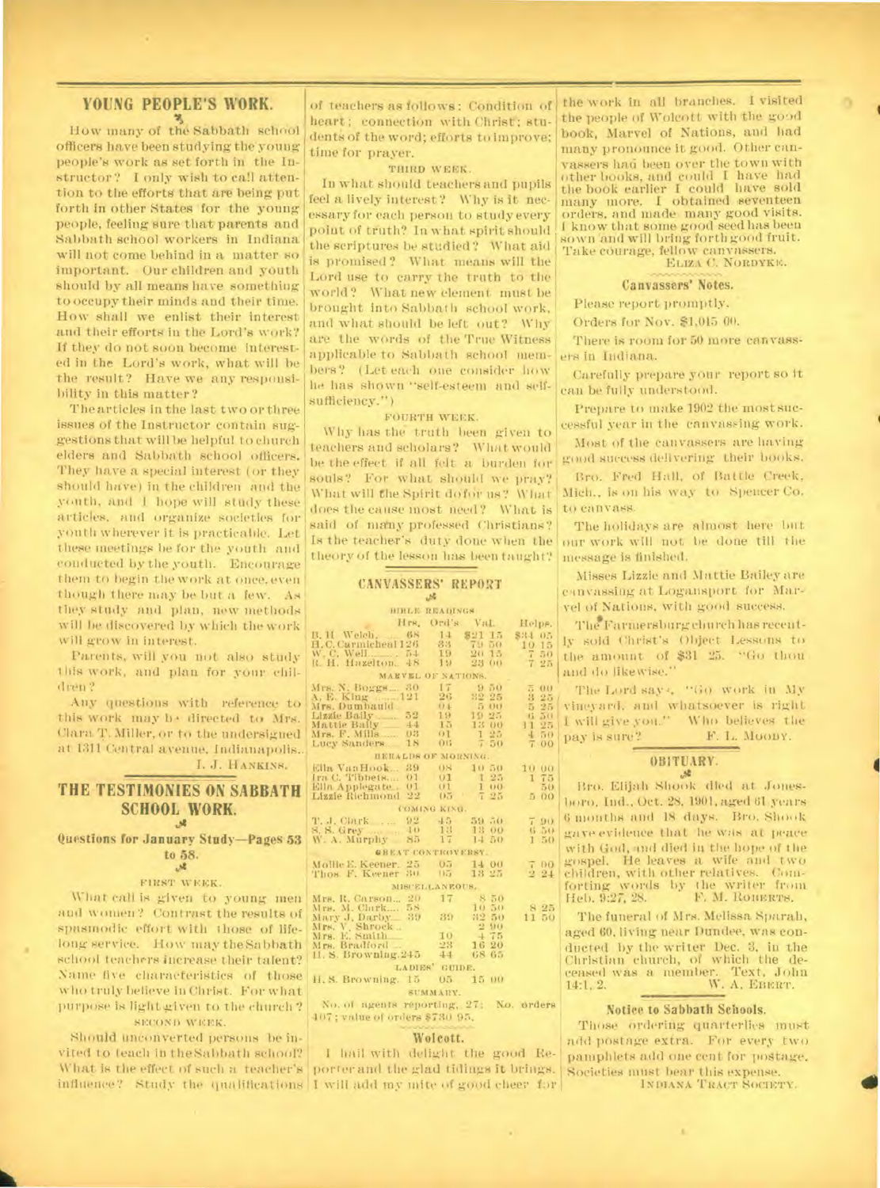## YOUNG PEOPLE'S WORK.

How many of the Sabbath school officers have been studying the young people's work as set forth in the Instructor? I only wish to call attention to the efforts that are being put forth in other States for the young people, feeling sure that parents and Sabbath school workers in Indiana will not come behind in a matter so important. Our children and youth should by all means have something to occupy their minds and their time. How shall we enlist their interest and their efforts in the Lord's work? If they do not soon become interested in the Lord's work, what will be the result? Have we any responsibility in this matter?

The articles in the last two or three issues of the Instructor contain suggestions that will be helpful to church elders and Sabbath school officers. They have a special interest (or they should have) in the children and the youth, and I hope will study these articles, and organize societies for youth wherever it is practicable. Let these meetings be for the youth and conducted by the youth. Encourage them to begin the work at once, even though there may be but a few. As they study and plan, new methods will be discovered by which the work will grow in interest.

Parents, will you not also study this work, and plan for your children?

Any questions with reference to this work may be directed to Mrs. Clara T. Miller, or to the undersigned at 1311 Central avenue, Indianapolis.

I. J. HANKINS.

## THE TESTIMONIES ON SABBATH SCHOOL WORK.

### Questions for January Study—Pages 53 to 58.

FIRST WEEK.

What call is given to young men and women? Contrast the results of spasmodic effort with those of lifelong service. How may the Sabbath school teachers increase their talent? Name five characteristics of those who truly believe in Christ. For what purpose is light given to the church?

SECOND WEEK.

Should unconverted persons be invited to teach in the Sabbath school? What is the effect of such a teacher's influence? Study the qualifications of teachers as follows: Condition of heart; connection with Christ; students of the word; efforts to improve; time for prayer.

THIRD WEEK.

In what should teachers and pupils feel a lively interest? Why is it necessary for each person to study every point of truth? In what spirit should the scriptures be studied? What aid is promised? What means will the Lord use to carry the truth to the world? What new element must be brought into Sabbath school work, and what should be left out? Why are the words of the True Witness applicable to Sabbath school members? (Let each one consider how he has shown "self-esteem and self-sufficiency.")

FOURTH WEEK.

Why has the truth been given to teachers and scholars? What would be the effect if all felt a burden for souls? For what should we pray? What will the Spirit do for us? What does the cause most need? What is said of many professed Christians? Is the teacher's duty done when the theory of the lesson has been taught?

## CANVASSERS' REPORT

| | Hrs. | Ord's | Val. | Helps. |
|---|---|---|---|---|
| BIBLE READINGS | | | | |
| B. H. Welch | 68 | 14 | $21 15 | $34 05 |
| H. C. Carmicheal | 126 | 33 | 79 50 | 10 15 |
| W. C. Well | 54 | 19 | 20 15 | 7 50 |
| R. H. Hazelton | 48 | 19 | 23 00 | 7 25 |
| MARVEL OF NATIONS. | | | | |
| Mrs. N. Boggs | 30 | 17 | 9 50 | 5 00 |
| A. E. King | 121 | 26 | 32 25 | 3 25 |
| Mrs. Dumbauld | | 04 | 5 00 | 5 25 |
| Lizzie Baily | 52 | 19 | 19 25 | 6 50 |
| Mattie Baily | 44 | 15 | 13 00 | 11 25 |
| Mrs. F. Mills | 03 | 01 | 1 25 | 4 50 |
| Lucy Sanders | 18 | 06 | 7 50 | 7 00 |
| HERALDS OF MORNING. | | | | |
| Ella VanHook | 39 | 08 | 10 50 | 10 00 |
| Ira C. Tibbets | 01 | 01 | 1 25 | 1 75 |
| Ella Applegate | 01 | 01 | 1 00 | 50 |
| Lizzie Richmond | 22 | 05 | 7 25 | 5 00 |
| COMING KING. | | | | |
| T. J. Clark | 92 | 45 | 59 50 | 7 90 |
| S. S. Grey | 40 | 13 | 13 00 | 6 50 |
| W. A. Murphy | 85 | 17 | 14 50 | 1 50 |
| GREAT CONTROVERSY. | | | | |
| Mollie E. Keener | 25 | 05 | 14 00 | 7 00 |
| Thos. F. Keener | 30 | 05 | 13 25 | 2 24 |
| MISCELLANEOUS. | | | | |
| Mrs. R. Carson | 20 | 17 | 8 50 | |
| Mrs. M. Clark | 58 | | 10 50 | 8 25 |
| Mary J. Darby | 39 | 39 | 32 50 | 11 50 |
| Mrs. V. Shrock | | | 2 90 | |
| Mrs. E. Smith | | 10 | 4 75 | |
| Mrs. Bradford | | 23 | 16 20 | |
| H. S. Browning | 245 | 44 | 68 65 | |
| LADIES' GUIDE. | | | | |
| H. S. Browning | 15 | 05 | 15 00 | |

SUMMARY.

No. of agents reporting, 27; No. orders 407; value of orders $730 95.

### Wolcott.

I hail with delight the good Reporter and the glad tidings it brings. I will add my mite of good cheer for the work in all branches. I visited the people of Wolcott with the good book, Marvel of Nations, and had many pronounce it good. Other canvassers had been over the town with other books, and could I have had the book earlier I could have sold many more. I obtained seventeen orders, and made many good visits. I know that some good seed has been sown and will bring forth good fruit. Take courage, fellow canvassers.

ELIZA C. NORDYKE.

### Canvassers' Notes.

Please report promptly.

Orders for Nov. $1,015 00.

There is room for 50 more canvassers in Indiana.

Carefully prepare your report so it can be fully understood.

Prepare to make 1902 the most successful year in the canvassing work.

Most of the canvassers are having good success delivering their books.

Bro. Fred Hall, of Battle Creek, Mich., is on his way to Spencer Co. to canvass.

The holidays are almost here but our work will not be done till the message is finished.

Misses Lizzie and Mattie Bailey are canvassing at Logansport for Marvel of Nations, with good success.

The Farmersburg church has recently sold Christ's Object Lessons to the amount of $31 25. "Go thou and do likewise."

The Lord says, "Go work in My vineyard, and whatsoever is right I will give you." Who believes the pay is sure?

F. L. MOODY.

## OBITUARY.

Bro. Elijah Shook died at Jonesboro, Ind., Oct. 28, 1901, aged 61 years 6 months and 18 days. Bro. Shook gave evidence that he was at peace with God, and died in the hope of the gospel. He leaves a wife and two children, with other relatives. Comforting words by the writer from Heb. 9:27, 28.

F. M. ROBERTS.

The funeral of Mrs. Melissa Sparah, aged 60, living near Dundee, was conducted by the writer Dec. 3, in the Christian church, of which the deceased was a member. Text, John 14:1, 2.

W. A. EBERT.

### Notice to Sabbath Schools.

Those ordering quarterlies must add postage extra. For every two pamphlets add one cent for postage. Societies must bear this expense.

INDIANA TRACT SOCIETY.